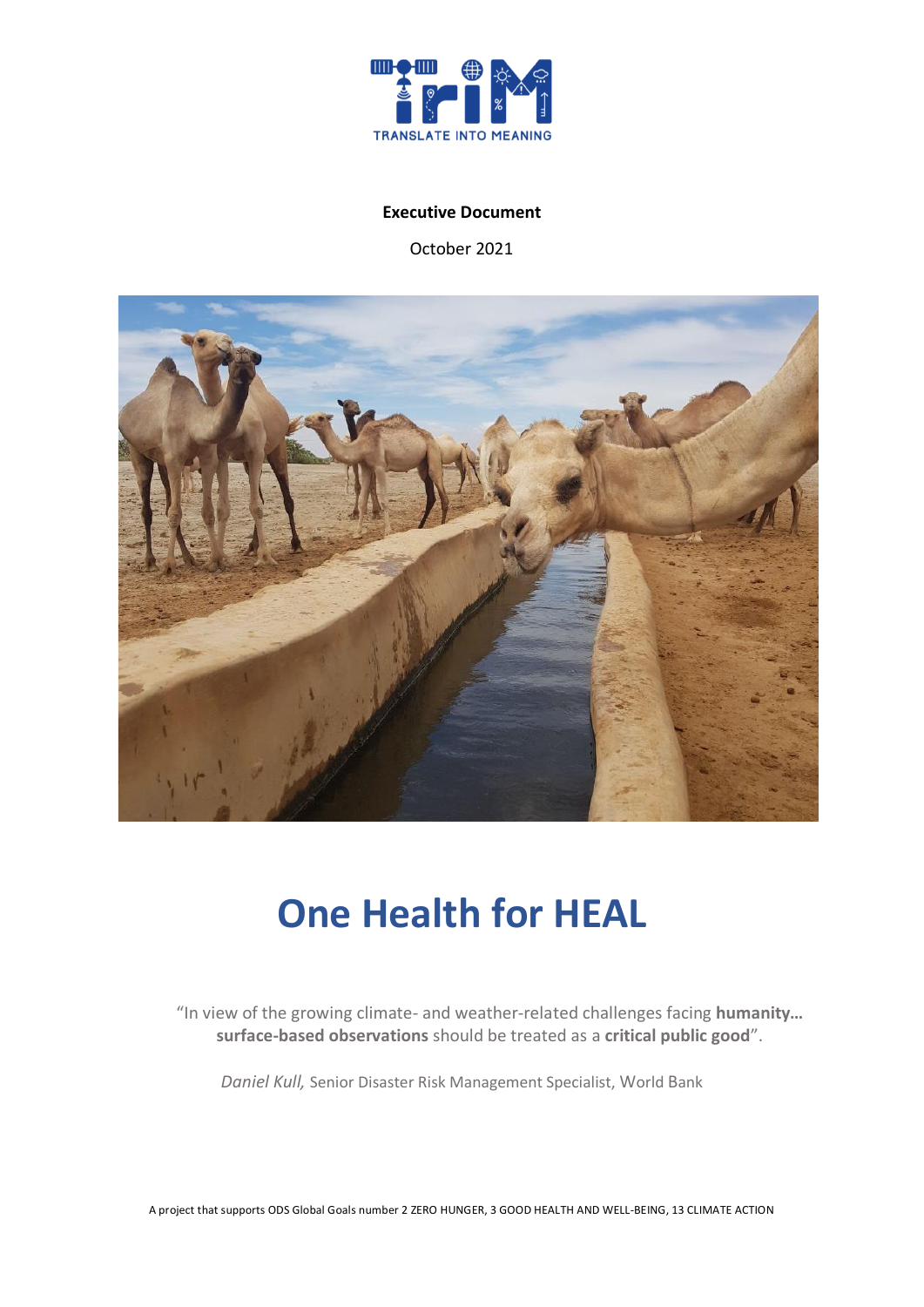TRANSLATE INTO MEANING

**Executive Document**

October 2021

# One Health for HEAL

"In view of the growing climate- and weather-related challenges facing **humanity… surface-based observations** should be treated as a **critical public good**".

*Daniel Kull,* Senior Disaster Risk Management Specialist, World Bank

A project that supports ODS Global Goals number 2 ZERO HUNGER, 3 GOOD HEALTH AND WELL-BEING, 13 CLIMATE ACTION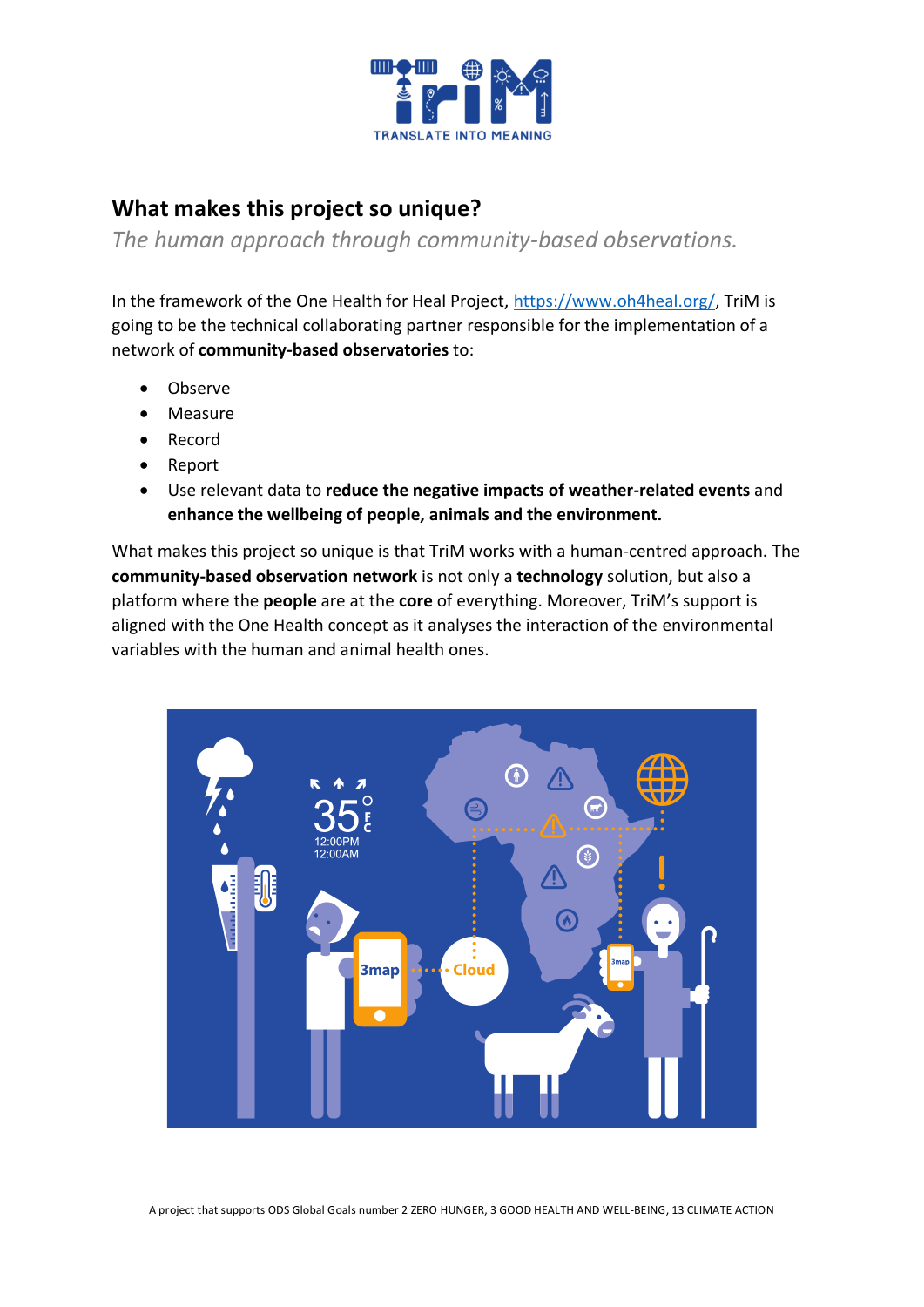## What makes this project so unique?

*The human approach through community-based observations.*

In the framework of the One Health for Heal Project, [https://www.oh4heal.org/](https://www.oh4heal.org/), TriM is going to be the technical collaborating partner responsible for the implementation of a network of **community-based observatories** to:

- Observe
- Measure
- Record
- Report
- Use relevant data to **reduce the negative impacts of weather-related events** and **enhance the wellbeing of people, animals and the environment.**

What makes this project so unique is that TriM works with a human-centred approach. The **community-based observation network** is not only a **technology** solution, but also a platform where the **people** are at the **core** of everything. Moreover, TriM's support is aligned with the One Health concept as it analyses the interaction of the environmental variables with the human and animal health ones.

A project that supports ODS Global Goals number 2 ZERO HUNGER, 3 GOOD HEALTH AND WELL-BEING, 13 CLIMATE ACTION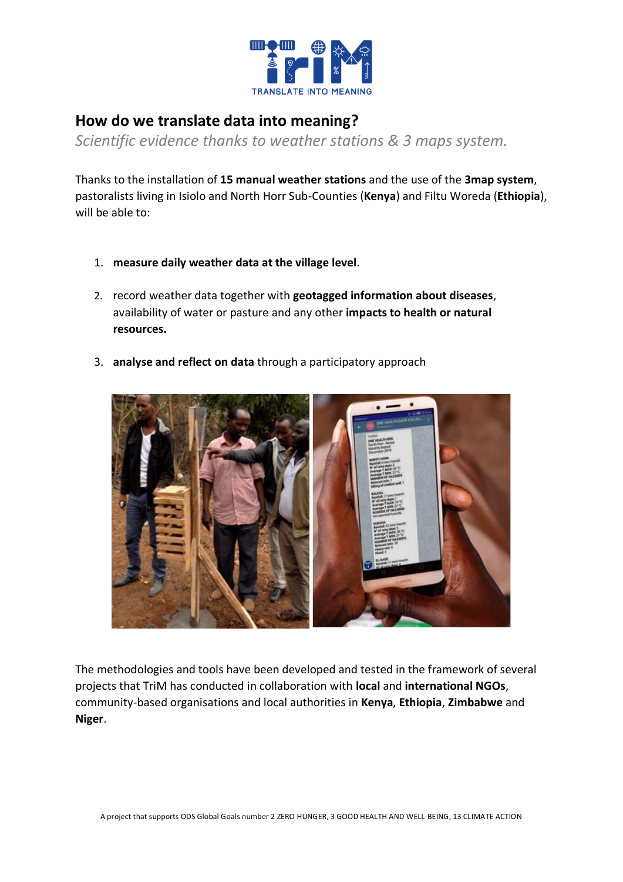TRANSLATE INTO MEANING

## How do we translate data into meaning?

*Scientific evidence thanks to weather stations & 3 maps system.*

Thanks to the installation of **15 manual weather stations** and the use of the **3map system**, pastoralists living in Isiolo and North Horr Sub-Counties (**Kenya**) and Filtu Woreda (**Ethiopia**), will be able to:

1. **measure daily weather data at the village level**.
2. record weather data together with **geotagged information about diseases**, availability of water or pasture and any other **impacts to health or natural resources.**
3. **analyse and reflect on data** through a participatory approach

The methodologies and tools have been developed and tested in the framework of several projects that TriM has conducted in collaboration with **local** and **international NGOs**, community-based organisations and local authorities in **Kenya**, **Ethiopia**, **Zimbabwe** and **Niger**.

A project that supports ODS Global Goals number 2 ZERO HUNGER, 3 GOOD HEALTH AND WELL-BEING, 13 CLIMATE ACTION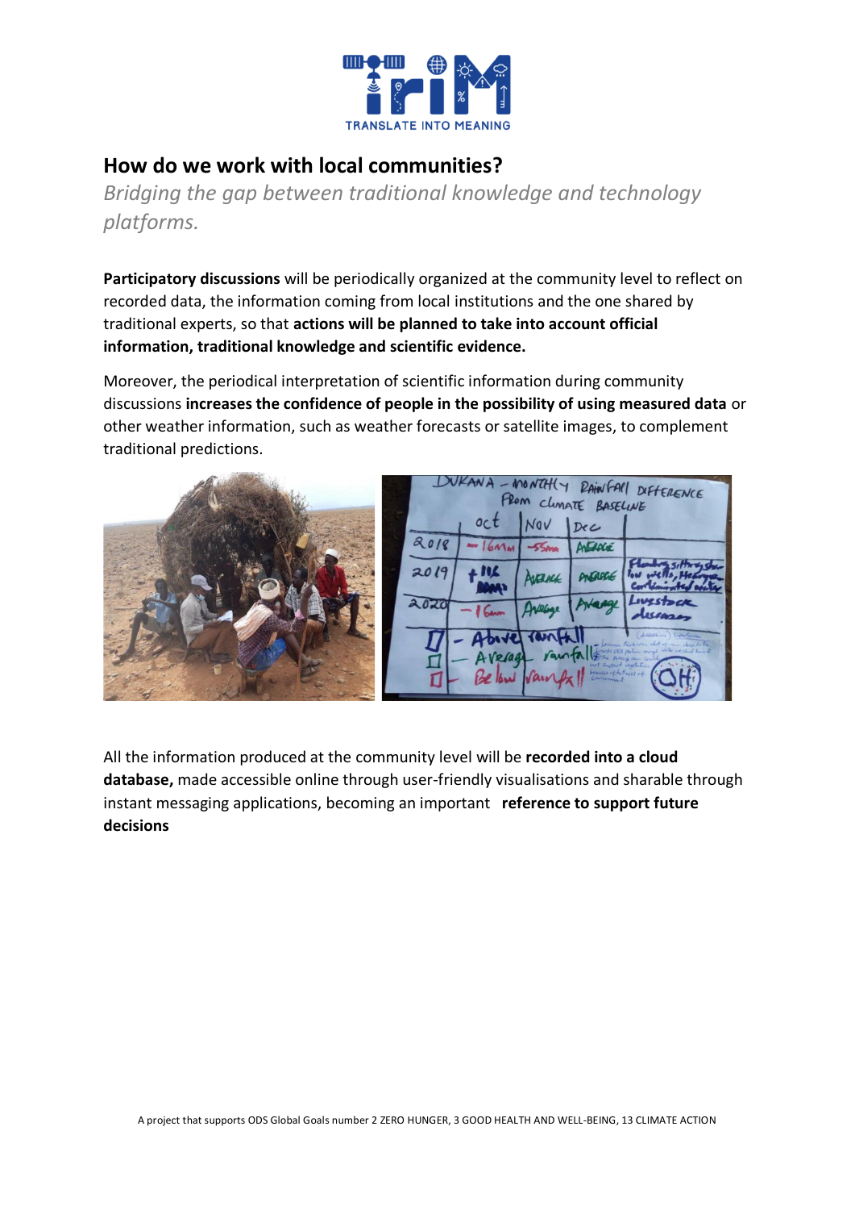## How do we work with local communities?

*Bridging the gap between traditional knowledge and technology platforms.*

**Participatory discussions** will be periodically organized at the community level to reflect on recorded data, the information coming from local institutions and the one shared by traditional experts, so that **actions will be planned to take into account official information, traditional knowledge and scientific evidence.**

Moreover, the periodical interpretation of scientific information during community discussions **increases the confidence of people in the possibility of using measured data** or other weather information, such as weather forecasts or satellite images, to complement traditional predictions.

All the information produced at the community level will be **recorded into a cloud database,** made accessible online through user-friendly visualisations and sharable through instant messaging applications, becoming an important **reference to support future decisions**

A project that supports ODS Global Goals number 2 ZERO HUNGER, 3 GOOD HEALTH AND WELL-BEING, 13 CLIMATE ACTION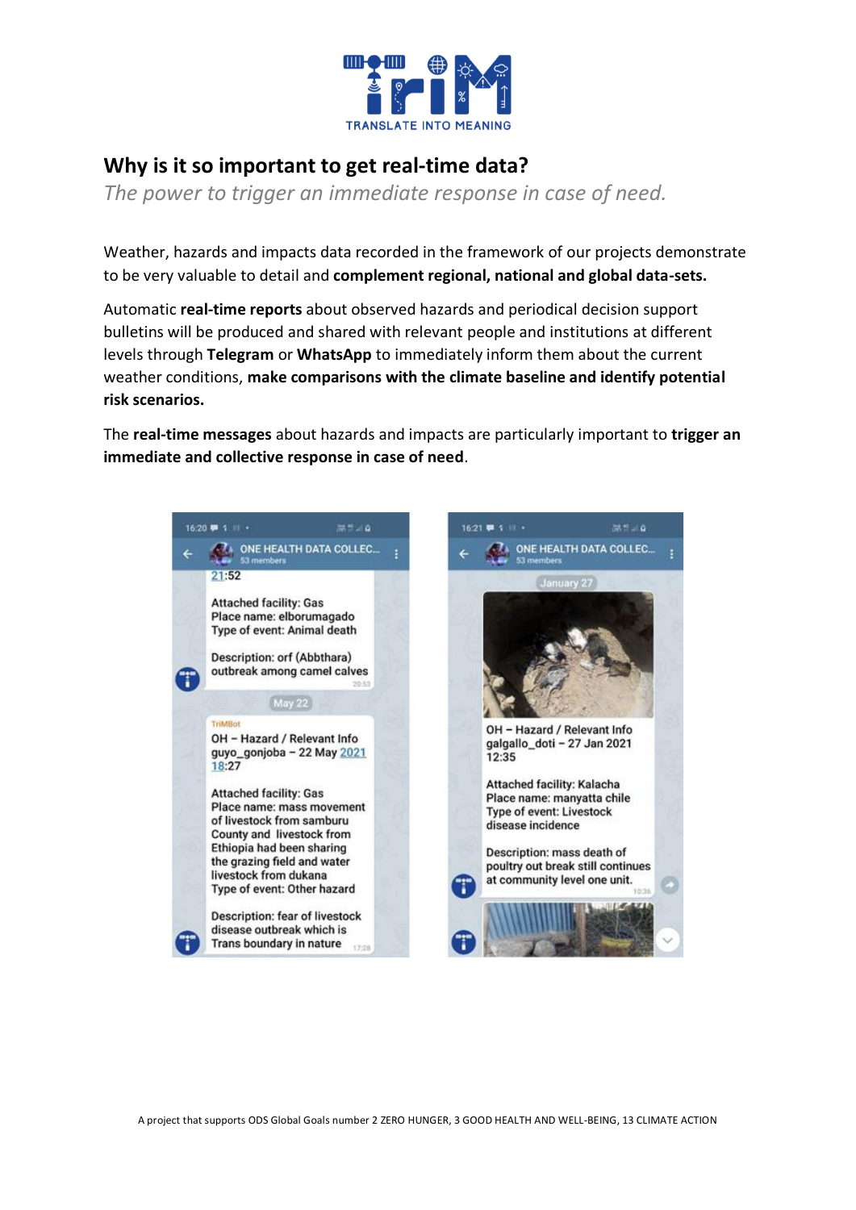## Why is it so important to get real-time data?

*The power to trigger an immediate response in case of need.*

Weather, hazards and impacts data recorded in the framework of our projects demonstrate to be very valuable to detail and **complement regional, national and global data-sets.**

Automatic **real-time reports** about observed hazards and periodical decision support bulletins will be produced and shared with relevant people and institutions at different levels through **Telegram** or **WhatsApp** to immediately inform them about the current weather conditions, **make comparisons with the climate baseline and identify potential risk scenarios.**

The **real-time messages** about hazards and impacts are particularly important to **trigger an immediate and collective response in case of need**.

A project that supports ODS Global Goals number 2 ZERO HUNGER, 3 GOOD HEALTH AND WELL-BEING, 13 CLIMATE ACTION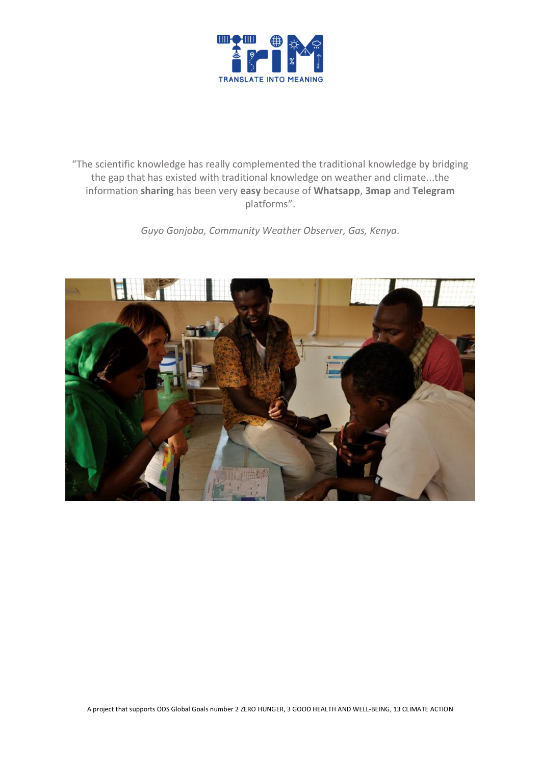"The scientific knowledge has really complemented the traditional knowledge by bridging the gap that has existed with traditional knowledge on weather and climate...the information **sharing** has been very **easy** because of **Whatsapp**, **3map** and **Telegram** platforms".

*Guyo Gonjoba, Community Weather Observer, Gas, Kenya.*

A project that supports ODS Global Goals number 2 ZERO HUNGER, 3 GOOD HEALTH AND WELL-BEING, 13 CLIMATE ACTION